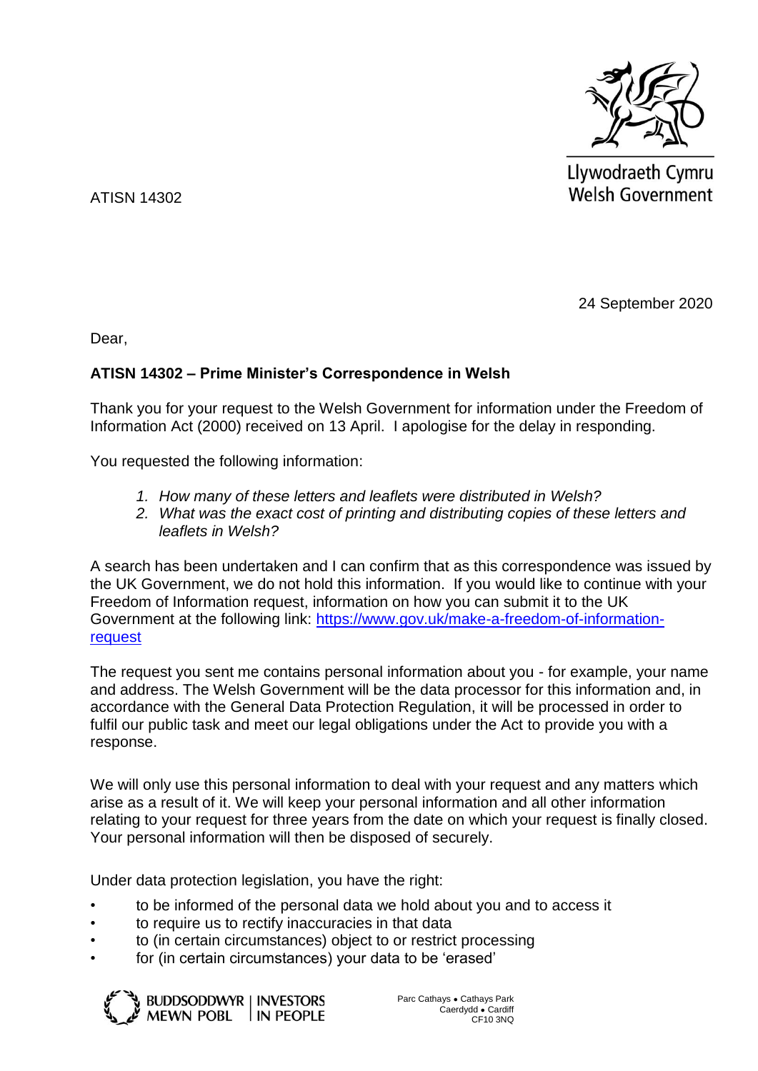Llywodraeth Cymru
Welsh Government

ATISN 14302

24 September 2020

Dear,

**ATISN 14302 – Prime Minister's Correspondence in Welsh**

Thank you for your request to the Welsh Government for information under the Freedom of Information Act (2000) received on 13 April. I apologise for the delay in responding.

You requested the following information:

1. *How many of these letters and leaflets were distributed in Welsh?*
2. *What was the exact cost of printing and distributing copies of these letters and leaflets in Welsh?*

A search has been undertaken and I can confirm that as this correspondence was issued by the UK Government, we do not hold this information. If you would like to continue with your Freedom of Information request, information on how you can submit it to the UK Government at the following link: [https://www.gov.uk/make-a-freedom-of-information-request](https://www.gov.uk/make-a-freedom-of-information-request)

The request you sent me contains personal information about you - for example, your name and address. The Welsh Government will be the data processor for this information and, in accordance with the General Data Protection Regulation, it will be processed in order to fulfil our public task and meet our legal obligations under the Act to provide you with a response.

We will only use this personal information to deal with your request and any matters which arise as a result of it. We will keep your personal information and all other information relating to your request for three years from the date on which your request is finally closed. Your personal information will then be disposed of securely.

Under data protection legislation, you have the right:

- to be informed of the personal data we hold about you and to access it
- to require us to rectify inaccuracies in that data
- to (in certain circumstances) object to or restrict processing
- for (in certain circumstances) your data to be 'erased'

BUDDSODDWYR MEWN POBL | INVESTORS IN PEOPLE

Parc Cathays ● Cathays Park
Caerdydd ● Cardiff
CF10 3NQ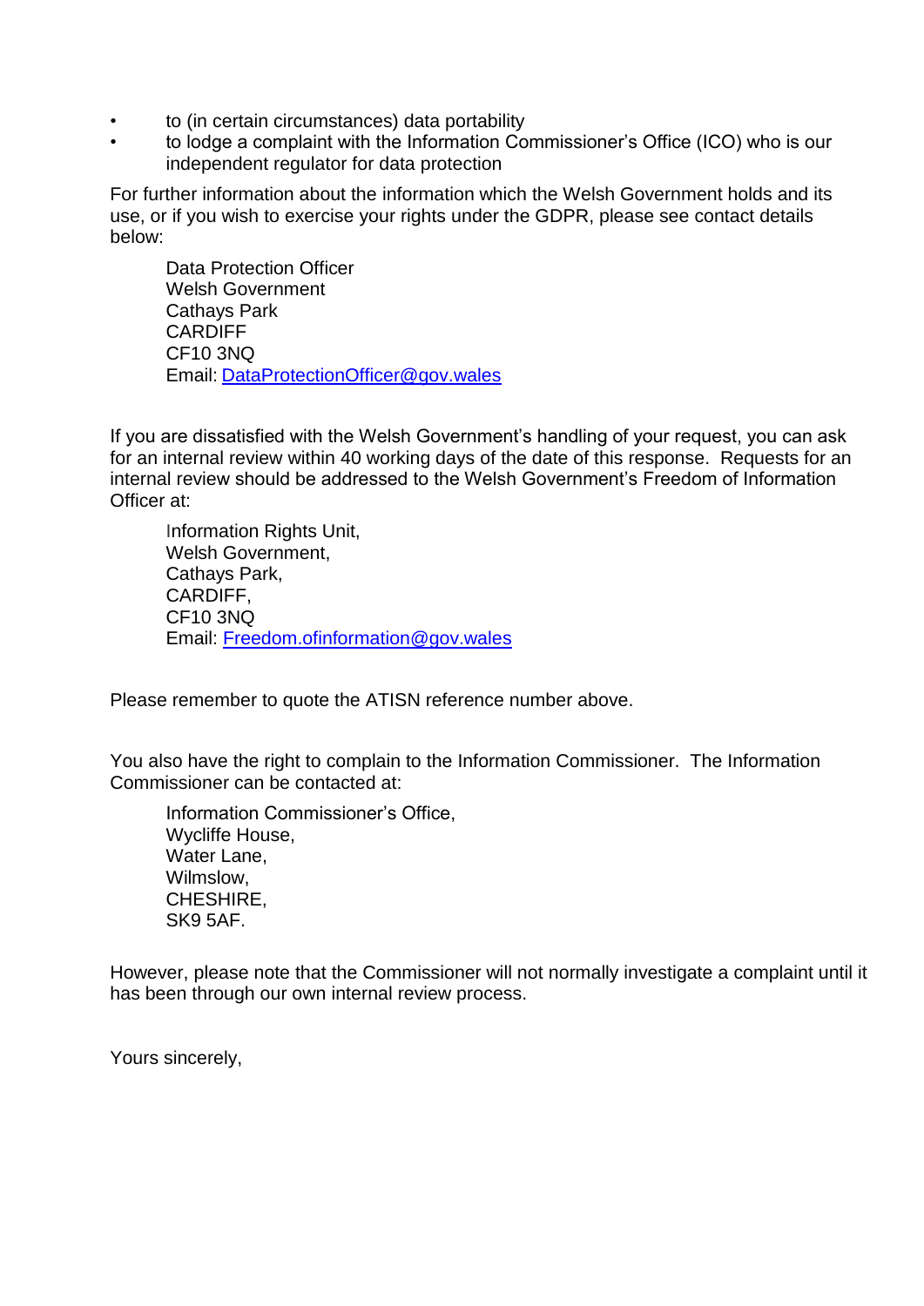- to (in certain circumstances) data portability
- to lodge a complaint with the Information Commissioner's Office (ICO) who is our independent regulator for data protection

For further information about the information which the Welsh Government holds and its use, or if you wish to exercise your rights under the GDPR, please see contact details below:

Data Protection Officer
Welsh Government
Cathays Park
CARDIFF
CF10 3NQ
Email: DataProtectionOfficer@gov.wales

If you are dissatisfied with the Welsh Government's handling of your request, you can ask for an internal review within 40 working days of the date of this response. Requests for an internal review should be addressed to the Welsh Government's Freedom of Information Officer at:

Information Rights Unit,
Welsh Government,
Cathays Park,
CARDIFF,
CF10 3NQ
Email: Freedom.ofinformation@gov.wales

Please remember to quote the ATISN reference number above.

You also have the right to complain to the Information Commissioner. The Information Commissioner can be contacted at:

Information Commissioner's Office,
Wycliffe House,
Water Lane,
Wilmslow,
CHESHIRE,
SK9 5AF.

However, please note that the Commissioner will not normally investigate a complaint until it has been through our own internal review process.

Yours sincerely,